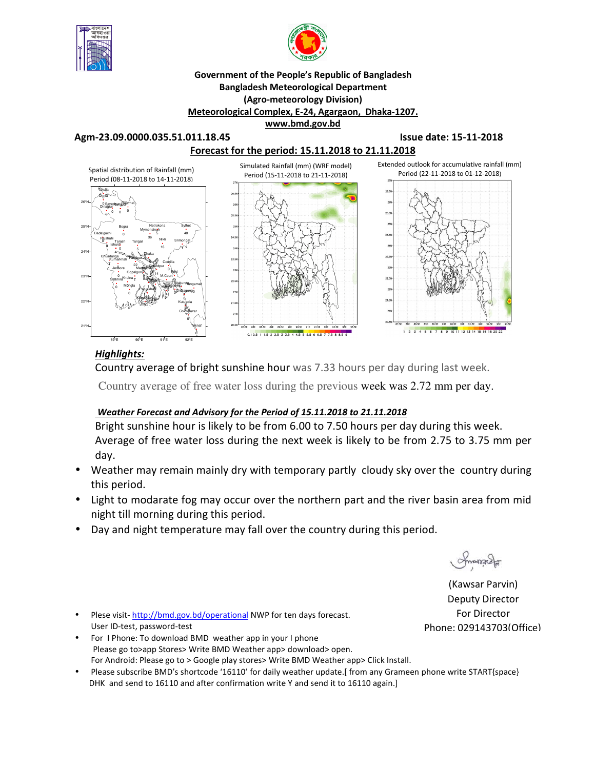Government of the People's Republic of Bangladesh
Bangladesh Meteorological Department
(Agro-meteorology Division)
Meteorological Complex, E-24, Agargaon, Dhaka-1207.
www.bmd.gov.bd

**Agm-23.09.0000.035.51.011.18.45** **Issue date: 15-11-2018**

**Forecast for the period: 15.11.2018 to 21.11.2018**

Spatial distribution of Rainfall (mm)
Period (08-11-2018 to 14-11-2018)

Simulated Rainfall (mm) (WRF model)
Period (15-11-2018 to 21-11-2018)

Extended outlook for accumulative rainfall (mm)
Period (22-11-2018 to 01-12-2018)

## *Highlights:*

Country average of bright sunshine hour was 7.33 hours per day during last week.

Country average of free water loss during the previous week was 2.72 mm per day.

### *Weather Forecast and Advisory for the Period of 15.11.2018 to 21.11.2018*

Bright sunshine hour is likely to be from 6.00 to 7.50 hours per day during this week.
Average of free water loss during the next week is likely to be from 2.75 to 3.75 mm per day.

- Weather may remain mainly dry with temporary partly cloudy sky over the country during this period.
- Light to modarate fog may occur over the northern part and the river basin area from mid night till morning during this period.
- Day and night temperature may fall over the country during this period.

(Kawsar Parvin)
Deputy Director
For Director
Phone: 029143703(Office)

- Plese visit- http://bmd.gov.bd/operational NWP for ten days forecast.
  User ID-test, password-test
- For I Phone: To download BMD weather app in your I phone
  Please go to>app Stores> Write BMD Weather app> download> open.
  For Android: Please go to > Google play stores> Write BMD Weather app> Click Install.
- Please subscribe BMD's shortcode '16110' for daily weather update.[ from any Grameen phone write START{space} DHK and send to 16110 and after confirmation write Y and send it to 16110 again.]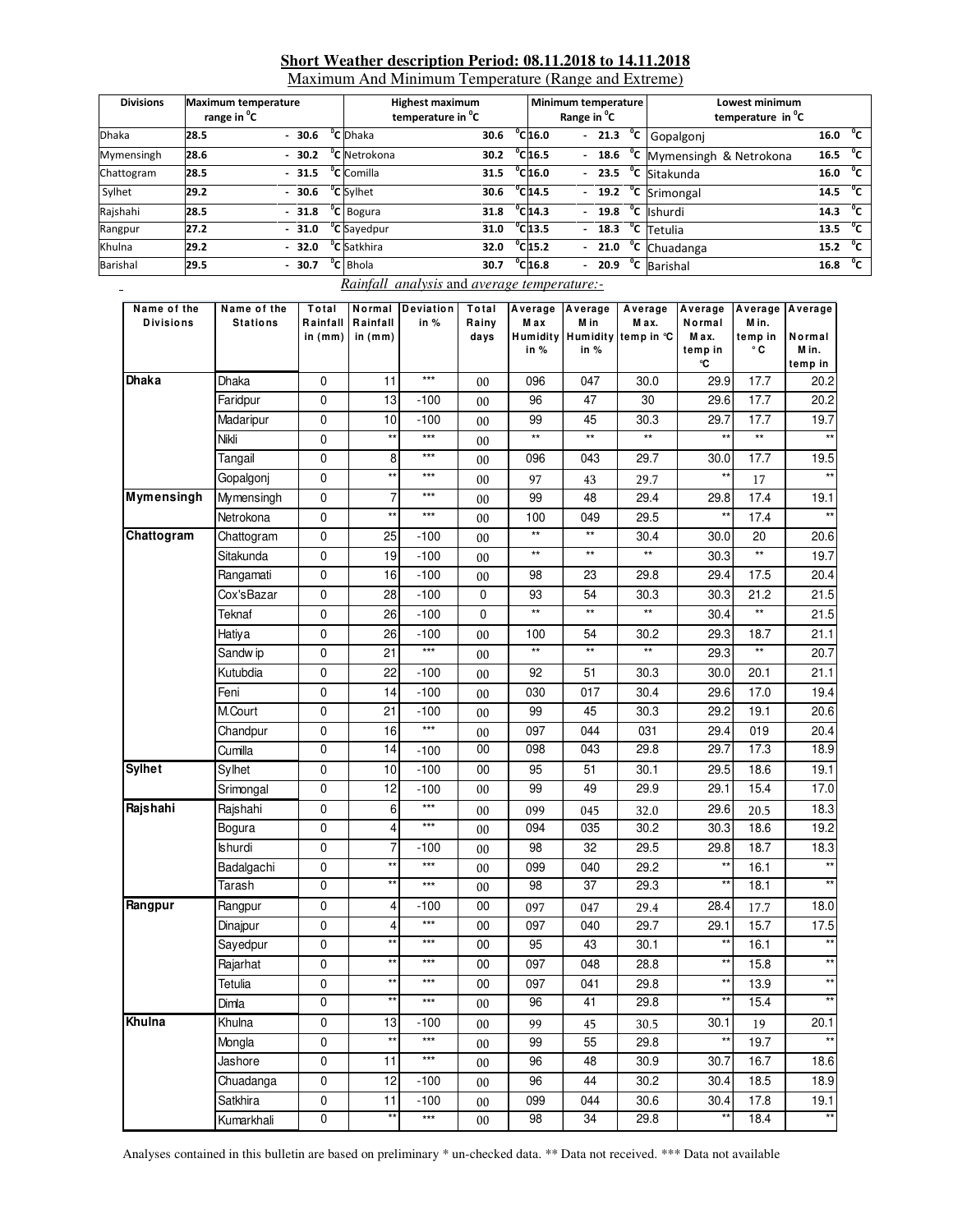**Short Weather description Period: 08.11.2018 to 14.11.2018**

Maximum And Minimum Temperature (Range and Extreme)

| Divisions | Maximum temperature range in $^0$C | Highest maximum temperature in $^0$C | | Minimum temperature Range in $^0$C | Lowest minimum temperature in $^0$C | |
|---|---|---|---|---|---|---|
| Dhaka | 28.5 - 30.6 $^0$C | Dhaka | 30.6 $^0$C | 16.0 - 21.3 $^0$C | Gopalgonj | 16.0 $^0$C |
| Mymensingh | 28.6 - 30.2 $^0$C | Netrokona | 30.2 $^0$C | 16.5 - 18.6 $^0$C | Mymensingh & Netrokona | 16.5 $^0$C |
| Chattogram | 28.5 - 31.5 $^0$C | Comilla | 31.5 $^0$C | 16.0 - 23.5 $^0$C | Sitakunda | 16.0 $^0$C |
| Sylhet | 29.2 - 30.6 $^0$C | Sylhet | 30.6 $^0$C | 14.5 - 19.2 $^0$C | Srimongal | 14.5 $^0$C |
| Rajshahi | 28.5 - 31.8 $^0$C | Bogura | 31.8 $^0$C | 14.3 - 19.8 $^0$C | Ishurdi | 14.3 $^0$C |
| Rangpur | 27.2 - 31.0 $^0$C | Sayedpur | 31.0 $^0$C | 13.5 - 18.3 $^0$C | Tetulia | 13.5 $^0$C |
| Khulna | 29.2 - 32.0 $^0$C | Satkhira | 32.0 $^0$C | 15.2 - 21.0 $^0$C | Chuadanga | 15.2 $^0$C |
| Barishal | 29.5 - 30.7 $^0$C | Bhola | 30.7 $^0$C | 16.8 - 20.9 $^0$C | Barishal | 16.8 $^0$C |

*Rainfall analysis* and *average temperature:-*

| Name of the Divisions | Name of the Stations | Total Rainfall in (mm) | Normal Rainfall in (mm) | Deviation in % | Total Rainy days | Average Max Humidity in % | Average Min Humidity in % | Average Max. temp in °C | Average Normal Max. temp in °C | Average Min. temp in °C | Average Normal Min. temp in |
|---|---|---|---|---|---|---|---|---|---|---|---|
| **Dhaka** | Dhaka | 0 | 11 | *** | 00 | 096 | 047 | 30.0 | 29.9 | 17.7 | 20.2 |
| | Faridpur | 0 | 13 | -100 | 00 | 96 | 47 | 30 | 29.6 | 17.7 | 20.2 |
| | Madaripur | 0 | 10 | -100 | 00 | 99 | 45 | 30.3 | 29.7 | 17.7 | 19.7 |
| | Nikli | 0 | ** | *** | 00 | ** | ** | ** | ** | ** | ** |
| | Tangail | 0 | 8 | *** | 00 | 096 | 043 | 29.7 | 30.0 | 17.7 | 19.5 |
| | Gopalgonj | 0 | ** | *** | 00 | 97 | 43 | 29.7 | ** | 17 | ** |
| **Mymensingh** | Mymensingh | 0 | 7 | *** | 00 | 99 | 48 | 29.4 | 29.8 | 17.4 | 19.1 |
| | Netrokona | 0 | ** | *** | 00 | 100 | 049 | 29.5 | ** | 17.4 | ** |
| **Chattogram** | Chattogram | 0 | 25 | -100 | 00 | ** | ** | 30.4 | 30.0 | 20 | 20.6 |
| | Sitakunda | 0 | 19 | -100 | 00 | ** | ** | ** | 30.3 | ** | 19.7 |
| | Rangamati | 0 | 16 | -100 | 00 | 98 | 23 | 29.8 | 29.4 | 17.5 | 20.4 |
| | Cox'sBazar | 0 | 28 | -100 | 0 | 93 | 54 | 30.3 | 30.3 | 21.2 | 21.5 |
| | Teknaf | 0 | 26 | -100 | 0 | ** | ** | ** | 30.4 | ** | 21.5 |
| | Hatiya | 0 | 26 | -100 | 00 | 100 | 54 | 30.2 | 29.3 | 18.7 | 21.1 |
| | Sandwip | 0 | 21 | *** | 00 | ** | ** | ** | 29.3 | ** | 20.7 |
| | Kutubdia | 0 | 22 | -100 | 00 | 92 | 51 | 30.3 | 30.0 | 20.1 | 21.1 |
| | Feni | 0 | 14 | -100 | 00 | 030 | 017 | 30.4 | 29.6 | 17.0 | 19.4 |
| | M.Court | 0 | 21 | -100 | 00 | 99 | 45 | 30.3 | 29.2 | 19.1 | 20.6 |
| | Chandpur | 0 | 16 | *** | 00 | 097 | 044 | 031 | 29.4 | 019 | 20.4 |
| | Cumilla | 0 | 14 | -100 | 00 | 098 | 043 | 29.8 | 29.7 | 17.3 | 18.9 |
| **Sylhet** | Sylhet | 0 | 10 | -100 | 00 | 95 | 51 | 30.1 | 29.5 | 18.6 | 19.1 |
| | Srimongal | 0 | 12 | -100 | 00 | 99 | 49 | 29.9 | 29.1 | 15.4 | 17.0 |
| **Rajshahi** | Rajshahi | 0 | 6 | *** | 00 | 099 | 045 | 32.0 | 29.6 | 20.5 | 18.3 |
| | Bogura | 0 | 4 | *** | 00 | 094 | 035 | 30.2 | 30.3 | 18.6 | 19.2 |
| | Ishurdi | 0 | 7 | -100 | 00 | 98 | 32 | 29.5 | 29.8 | 18.7 | 18.3 |
| | Badalgachi | 0 | ** | *** | 00 | 099 | 040 | 29.2 | ** | 16.1 | ** |
| | Tarash | 0 | ** | *** | 00 | 98 | 37 | 29.3 | ** | 18.1 | ** |
| **Rangpur** | Rangpur | 0 | 4 | -100 | 00 | 097 | 047 | 29.4 | 28.4 | 17.7 | 18.0 |
| | Dinajpur | 0 | 4 | *** | 00 | 097 | 040 | 29.7 | 29.1 | 15.7 | 17.5 |
| | Sayedpur | 0 | ** | *** | 00 | 95 | 43 | 30.1 | ** | 16.1 | ** |
| | Rajarhat | 0 | ** | *** | 00 | 097 | 048 | 28.8 | ** | 15.8 | ** |
| | Tetulia | 0 | ** | *** | 00 | 097 | 041 | 29.8 | ** | 13.9 | ** |
| | Dimla | 0 | ** | *** | 00 | 96 | 41 | 29.8 | ** | 15.4 | ** |
| **Khulna** | Khulna | 0 | 13 | -100 | 00 | 99 | 45 | 30.5 | 30.1 | 19 | 20.1 |
| | Mongla | 0 | ** | *** | 00 | 99 | 55 | 29.8 | ** | 19.7 | ** |
| | Jashore | 0 | 11 | *** | 00 | 96 | 48 | 30.9 | 30.7 | 16.7 | 18.6 |
| | Chuadanga | 0 | 12 | -100 | 00 | 96 | 44 | 30.2 | 30.4 | 18.5 | 18.9 |
| | Satkhira | 0 | 11 | -100 | 00 | 099 | 044 | 30.6 | 30.4 | 17.8 | 19.1 |
| | Kumarkhali | 0 | ** | *** | 00 | 98 | 34 | 29.8 | ** | 18.4 | ** |

Analyses contained in this bulletin are based on preliminary * un-checked data. ** Data not received. *** Data not available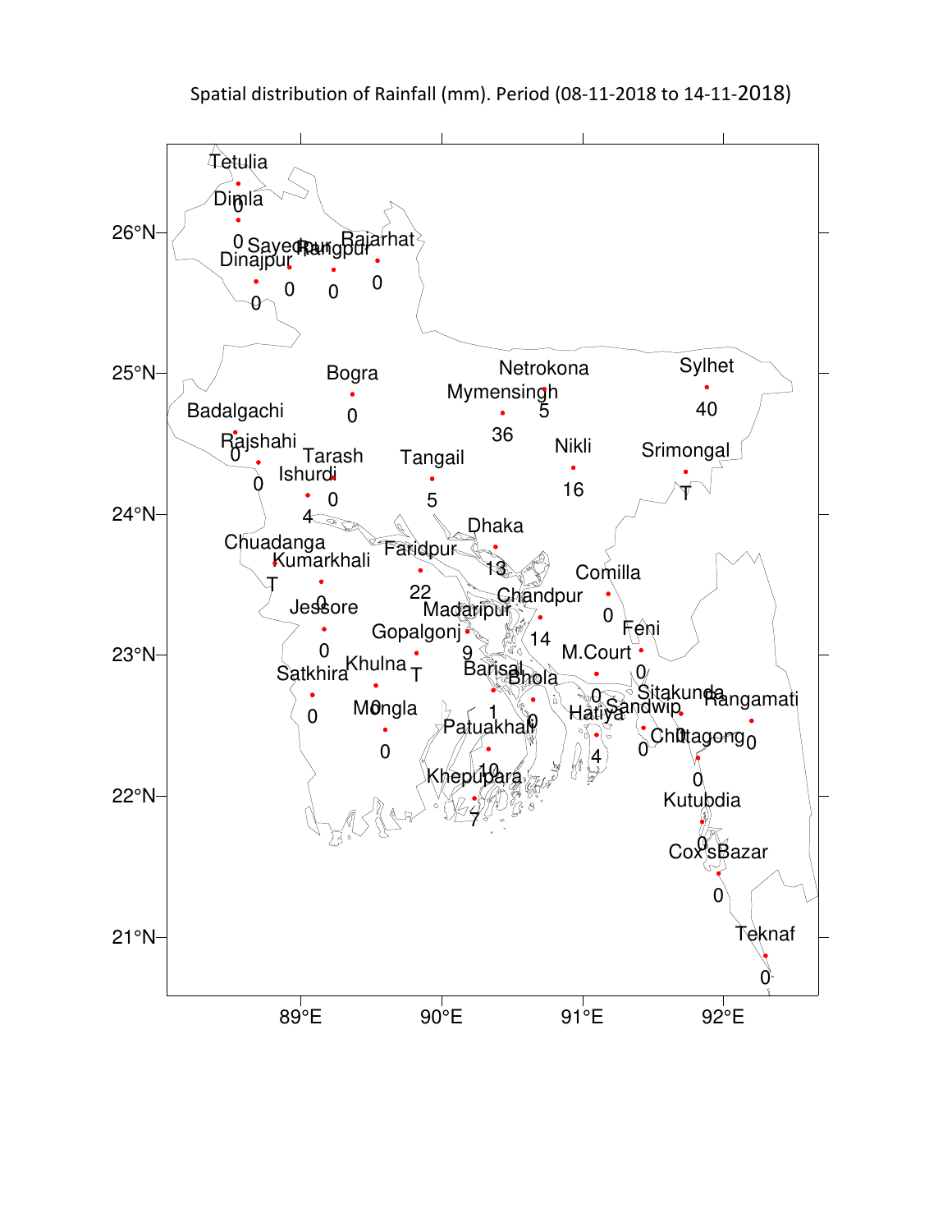Spatial distribution of Rainfall (mm). Period (08-11-2018 to 14-11-2018)

Tetulia 0
Dimla 0
Dinajpur 0
Sayedpur 0
Rangpur 0
Rajarhat 0
Bogra 0
Badalgachi 0
Rajshahi 0
Tarash 0
Ishurdi 4
Netrokona 5
Mymensingh 36
Sylhet 40
Tangail 5
Nikli 16
Srimongal T
Dhaka 13
Chuadanga T
Kumarkhali 0
Faridpur 22
Comilla 0
Chandpur 14
Madaripur 9
Jessore 0
Gopalgonj T
Feni 0
M.Court 0
Satkhira 0
Khulna 0
Barisal 1
Bhola 0
Sitakunda 0
Sandwip 0
Rangamati 0
Hatiya 4
Mongla 0
Patuakhali 10
Chittagong 0
Khepupara 7
Kutubdia 0
Cox'sBazar 0
Teknaf 0

26°N
25°N
24°N
23°N
22°N
21°N

89°E
90°E
91°E
92°E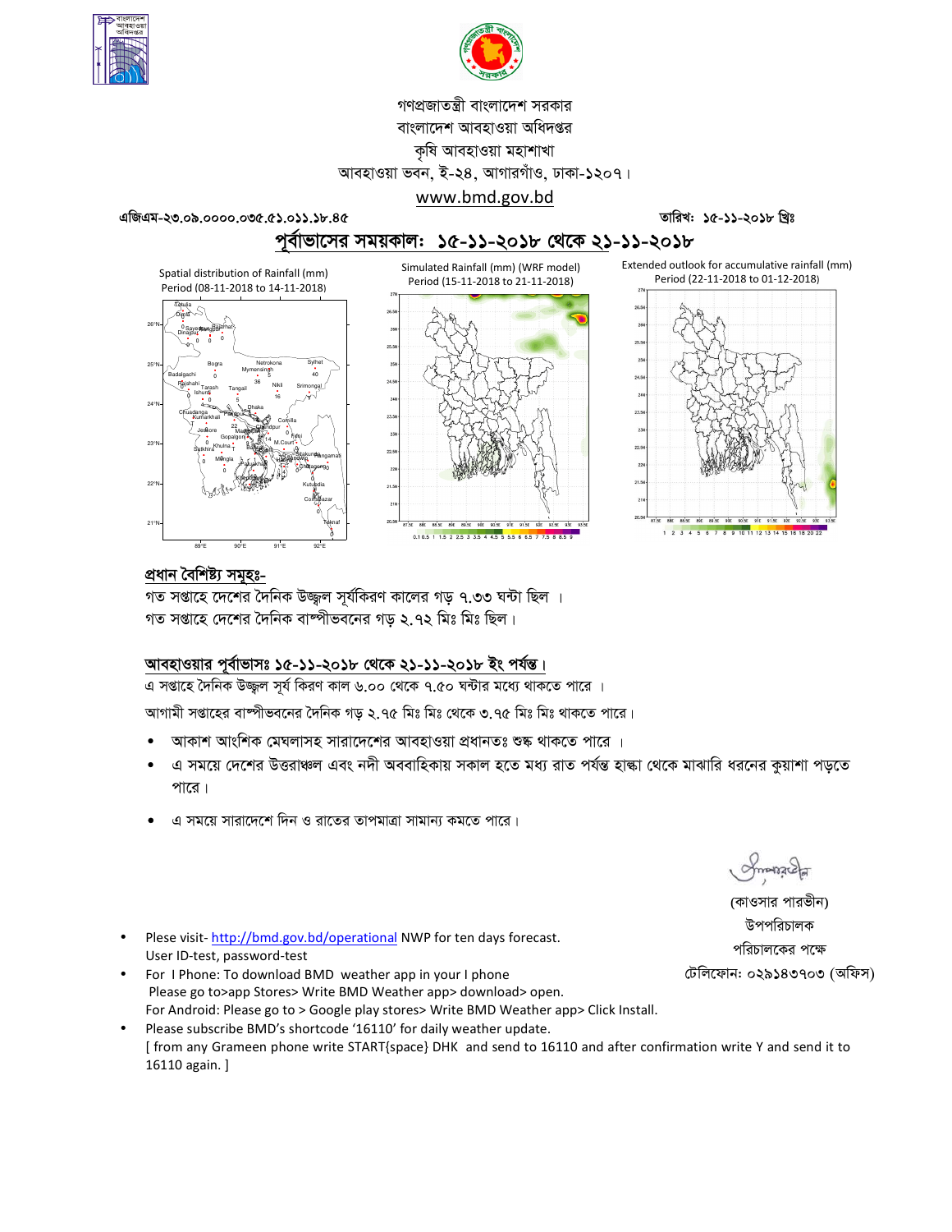গণপ্রজাতন্ত্রী বাংলাদেশ সরকার
বাংলাদেশ আবহাওয়া অধিদপ্তর
কৃষি আবহাওয়া মহাশাখা
আবহাওয়া ভবন, ই-২৪, আগারগাঁও, ঢাকা-১২০৭।
www.bmd.gov.bd

এজিএম-২৩.০৯.০০০০.০৩৫.৫১.০১১.১৮.৪৫

তারিখ: ১৫-১১-২০১৮ খ্রিঃ

## পূর্বাভাসের সময়কাল: ১৫-১১-২০১৮ থেকে ২১-১১-২০১৮

Spatial distribution of Rainfall (mm)
Period (08-11-2018 to 14-11-2018)

Simulated Rainfall (mm) (WRF model)
Period (15-11-2018 to 21-11-2018)

Extended outlook for accumulative rainfall (mm)
Period (22-11-2018 to 01-12-2018)

### প্রধান বৈশিষ্ট্য সমূহঃ-

গত সপ্তাহে দেশের দৈনিক উজ্জ্বল সূর্যকিরণ কালের গড় ৭.৩৩ ঘন্টা ছিল ।
গত সপ্তাহে দেশের দৈনিক বাষ্পীভবনের গড় ২.৭২ মিঃ মিঃ ছিল।

### আবহাওয়ার পূর্বাভাসঃ ১৫-১১-২০১৮ থেকে ২১-১১-২০১৮ ইং পর্যন্ত।

এ সপ্তাহে দৈনিক উজ্জ্বল সূর্য কিরণ কাল ৬.০০ থেকে ৭.৫০ ঘন্টার মধ্যে থাকতে পারে ।

আগামী সপ্তাহের বাষ্পীভবনের দৈনিক গড় ২.৭৫ মিঃ মিঃ থেকে ৩.৭৫ মিঃ মিঃ থাকতে পারে।

- আকাশ আংশিক মেঘলাসহ সারাদেশের আবহাওয়া প্রধানতঃ শুষ্ক থাকতে পারে ।
- এ সময়ে দেশের উত্তরাঞ্চল এবং নদী অববাহিকায় সকাল হতে মধ্য রাত পর্যন্ত হাল্কা থেকে মাঝারি ধরনের কুয়াশা পড়তে পারে।
- এ সময়ে সারাদেশে দিন ও রাতের তাপমাত্রা সামান্য কমতে পারে।

(কাওসার পারভীন)
উপপরিচালক
পরিচালকের পক্ষে
টেলিফোন: ০২৯১৪৩৭০৩ (অফিস)

- Plese visit- http://bmd.gov.bd/operational NWP for ten days forecast.
  User ID-test, password-test
- For I Phone: To download BMD weather app in your I phone
  Please go to>app Stores> Write BMD Weather app> download> open.
  For Android: Please go to > Google play stores> Write BMD Weather app> Click Install.
- Please subscribe BMD's shortcode '16110' for daily weather update.
  [ from any Grameen phone write START{space} DHK and send to 16110 and after confirmation write Y and send it to 16110 again. ]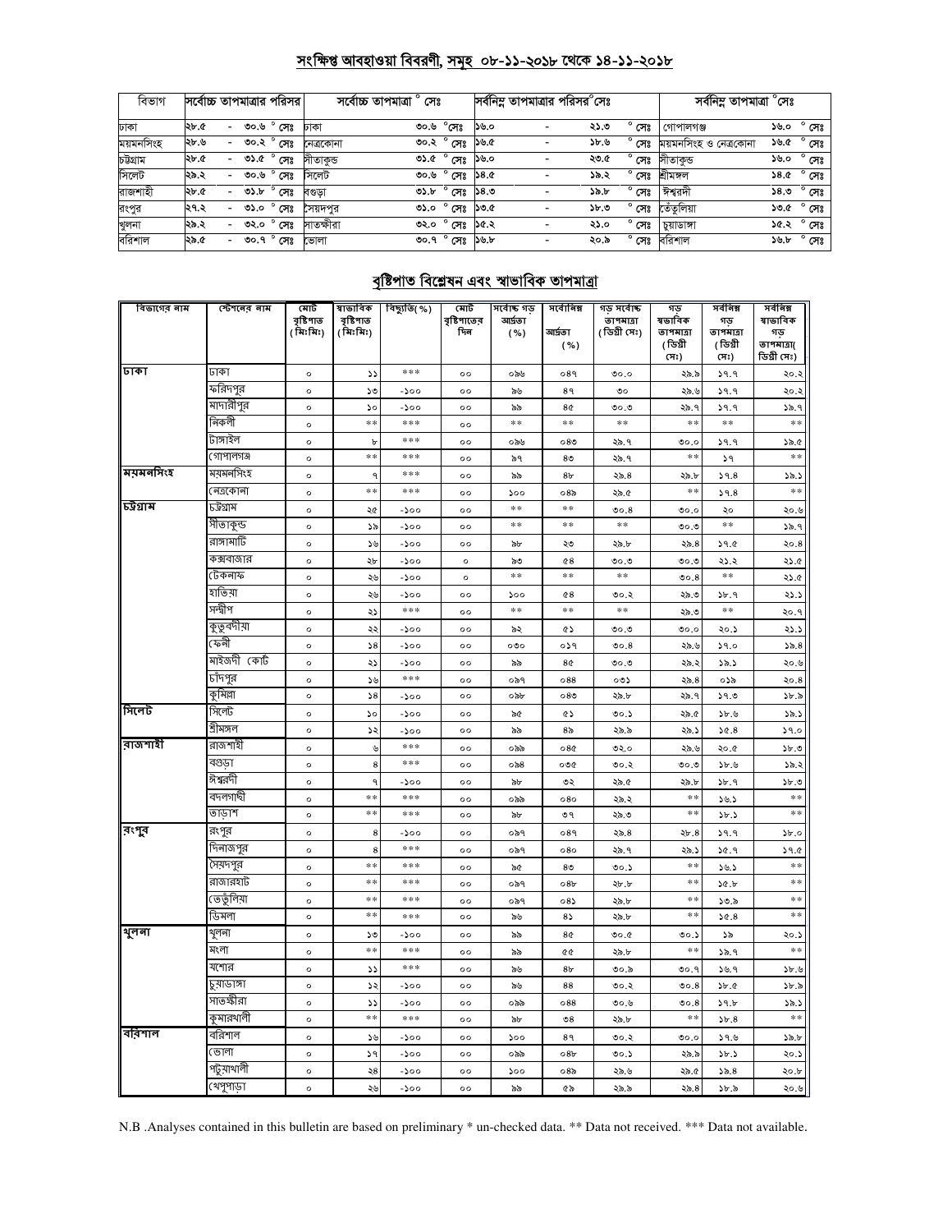## সংক্ষিপ্ত আবহাওয়া বিবরণী, সমূহ ০৮-১১-২০১৮ থেকে ১৪-১১-২০১৮

| বিভাগ | সর্বোচ্চ তাপমাত্রার পরিসর | সর্বোচ্চ তাপমাত্রা °সেঃ | | সর্বনিম্ন তাপমাত্রার পরিসর°সেঃ | সর্বনিম্ন তাপমাত্রা °সেঃ | |
|---|---|---|---|---|---|---|
| ঢাকা | ২৮.৫ - ৩০.৬ °সেঃ | ঢাকা | ৩০.৬ °সেঃ | ১৬.০ - ২১.৩ °সেঃ | গোপালগঞ্জ | ১৬.০ °সেঃ |
| ময়মনসিংহ | ২৮.৬ - ৩০.২ °সেঃ | নেত্রকোনা | ৩০.২ °সেঃ | ১৬.৫ - ১৮.৬ °সেঃ | ময়মনসিংহ ও নেত্রকোনা | ১৬.৫ °সেঃ |
| চট্টগ্রাম | ২৮.৫ - ৩১.৫ °সেঃ | সীতাকুন্ড | ৩১.৫ °সেঃ | ১৬.০ - ২৩.৫ °সেঃ | সীতাকুন্ড | ১৬.০ °সেঃ |
| সিলেট | ২৯.২ - ৩০.৬ °সেঃ | সিলেট | ৩০.৬ °সেঃ | ১৪.৫ - ১৯.২ °সেঃ | শ্রীমঙ্গল | ১৪.৫ °সেঃ |
| রাজশাহী | ২৮.৫ - ৩১.৮ °সেঃ | বগুড়া | ৩১.৮ °সেঃ | ১৪.৩ - ১৯.৮ °সেঃ | ঈশ্বরদী | ১৪.৩ °সেঃ |
| রংপুর | ২৭.২ - ৩১.০ °সেঃ | সৈয়দপুর | ৩১.০ °সেঃ | ১৩.৫ - ১৮.৩ °সেঃ | তেঁতুলিয়া | ১৩.৫ °সেঃ |
| খুলনা | ২৯.২ - ৩২.০ °সেঃ | সাতক্ষীরা | ৩২.০ °সেঃ | ১৫.২ - ২১.০ °সেঃ | চুয়াডাঙ্গা | ১৫.২ °সেঃ |
| বরিশাল | ২৯.৫ - ৩০.৭ °সেঃ | ভোলা | ৩০.৭ °সেঃ | ১৬.৮ - ২০.৯ °সেঃ | বরিশাল | ১৬.৮ °সেঃ |

## বৃষ্টিপাত বিশ্লেষন এবং স্বাভাবিক তাপমাত্রা

| বিভাগের নাম | স্টেশনের নাম | মোট বৃষ্টিপাত (মিঃমিঃ) | স্বাভাবিক বৃষ্টিপাত (মিঃমিঃ) | বিচ্যুতি(%) | মোট বৃষ্টিপাতের দিন | সর্বোচ্চ গড় আর্দ্রতা (%) | সর্বোনিম্ন আর্দ্রতা (%) | গড় সর্বোচ্চ তাপমাত্রা (ডিগ্রী সেঃ) | গড় স্বাভাবিক তাপমাত্রা (ডিগ্রী সেঃ) | সর্বনিম্ন গড় তাপমাত্রা (ডিগ্রী সেঃ) | সর্বনিম্ন স্বাভাবিক গড় তাপমাত্রা( ডিগ্রী সেঃ) |
|---|---|---|---|---|---|---|---|---|---|---|---|
| ঢাকা | ঢাকা | ০ | ১১ | *** | ০০ | ০৯৬ | ০৪৭ | ৩০.০ | ২৯.৯ | ১৭.৭ | ২০.২ |
| | ফরিদপুর | ০ | ১৩ | -১০০ | ০০ | ৯৬ | ৪৭ | ৩০ | ২৯.৬ | ১৭.৭ | ২০.২ |
| | মাদারীপুর | ০ | ১০ | -১০০ | ০০ | ৯৯ | ৪৫ | ৩০.৩ | ২৯.৭ | ১৭.৭ | ১৯.৭ |
| | নিকলী | ০ | ** | *** | ০০ | ** | ** | ** | ** | ** | ** |
| | টাঙ্গাইল | ০ | ৮ | *** | ০০ | ০৯৬ | ০৪৩ | ২৯.৭ | ৩০.০ | ১৭.৭ | ১৯.৫ |
| | গোপালগঞ্জ | ০ | ** | *** | ০০ | ৯৭ | ৪৩ | ২৯.৭ | ** | ১৭ | ** |
| ময়মনসিংহ | ময়মনসিংহ | ০ | ৭ | *** | ০০ | ৯৯ | ৪৮ | ২৯.৪ | ২৯.৮ | ১৭.৪ | ১৯.১ |
| | নেত্রকোনা | ০ | ** | *** | ০০ | ১০০ | ০৪৯ | ২৯.৫ | ** | ১৭.৪ | ** |
| চট্টগ্রাম | চট্টগ্রাম | ০ | ২৫ | -১০০ | ০০ | ** | ** | ৩০.৪ | ৩০.০ | ২০ | ২০.৬ |
| | সীতাকুন্ড | ০ | ১৯ | -১০০ | ০০ | ** | ** | ** | ৩০.৩ | ** | ১৯.৭ |
| | রাঙ্গামাটি | ০ | ১৬ | -১০০ | ০০ | ৯৮ | ২৩ | ২৯.৮ | ২৯.৪ | ১৭.৫ | ২০.৪ |
| | কক্সবাজার | ০ | ২৮ | -১০০ | ০ | ৯৩ | ৫৪ | ৩০.৩ | ৩০.৩ | ২১.২ | ২১.৫ |
| | টেকনাফ | ০ | ২৬ | -১০০ | ০ | ** | ** | ** | ৩০.৪ | ** | ২১.৫ |
| | হাতিয়া | ০ | ২৬ | -১০০ | ০০ | ১০০ | ৫৪ | ৩০.২ | ২৯.৩ | ১৮.৭ | ২১.১ |
| | সন্দ্বীপ | ০ | ২১ | *** | ০০ | ** | ** | ** | ২৯.৩ | ** | ২০.৭ |
| | কুতুবদীয়া | ০ | ২২ | -১০০ | ০০ | ৯২ | ৫১ | ৩০.৩ | ৩০.০ | ২০.১ | ২১.১ |
| | ফেনী | ০ | ১৪ | -১০০ | ০০ | ০৩০ | ০১৭ | ৩০.৪ | ২৯.৬ | ১৭.০ | ১৯.৪ |
| | মাইজদী কোর্ট | ০ | ২১ | -১০০ | ০০ | ৯৯ | ৪৫ | ৩০.৩ | ২৯.২ | ১৯.১ | ২০.৬ |
| | চাঁদপুর | ০ | ১৬ | *** | ০০ | ০৯৭ | ০৪৪ | ০৩১ | ২৯.৪ | ০১৯ | ২০.৪ |
| | কুমিল্লা | ০ | ১৪ | -১০০ | ০০ | ০৯৮ | ০৪৩ | ২৯.৮ | ২৯.৭ | ১৭.৩ | ১৮.৯ |
| সিলেট | সিলেট | ০ | ১০ | -১০০ | ০০ | ৯৫ | ৫১ | ৩০.১ | ২৯.৫ | ১৮.৬ | ১৯.১ |
| | শ্রীমঙ্গল | ০ | ১২ | -১০০ | ০০ | ৯৯ | ৪৯ | ২৯.৯ | ২৯.১ | ১৫.৪ | ১৭.০ |
| রাজশাহী | রাজশাহী | ০ | ৬ | *** | ০০ | ০৯৯ | ০৪৫ | ৩২.০ | ২৯.৬ | ২০.৫ | ১৮.৩ |
| | বগুড়া | ০ | ৪ | *** | ০০ | ০৯৪ | ০৩৫ | ৩০.২ | ৩০.৩ | ১৮.৬ | ১৯.২ |
| | ঈশ্বরদী | ০ | ৭ | -১০০ | ০০ | ৯৮ | ৩২ | ২৯.৫ | ২৯.৮ | ১৮.৭ | ১৮.৩ |
| | বদলগাছী | ০ | ** | *** | ০০ | ০৯৯ | ০৪০ | ২৯.২ | ** | ১৬.১ | ** |
| | তাড়াশ | ০ | ** | *** | ০০ | ৯৮ | ৩৭ | ২৯.৩ | ** | ১৮.১ | ** |
| রংপুর | রংপুর | ০ | ৪ | -১০০ | ০০ | ০৯৭ | ০৪৭ | ২৯.৪ | ২৮.৪ | ১৭.৭ | ১৮.০ |
| | দিনাজপুর | ০ | ৪ | *** | ০০ | ০৯৭ | ০৪০ | ২৯.৭ | ২৯.১ | ১৫.৭ | ১৭.৫ |
| | সৈয়দপুর | ০ | ** | *** | ০০ | ৯৫ | ৪৩ | ৩০.১ | ** | ১৬.১ | ** |
| | রাজারহাট | ০ | ** | *** | ০০ | ০৯৭ | ০৪৮ | ২৮.৮ | ** | ১৫.৮ | ** |
| | তেতুঁলিয়া | ০ | ** | *** | ০০ | ০৯৭ | ০৪১ | ২৯.৮ | ** | ১৩.৯ | ** |
| | ডিমলা | ০ | ** | *** | ০০ | ৯৬ | ৪১ | ২৯.৮ | ** | ১৫.৪ | ** |
| খুলনা | খুলনা | ০ | ১৩ | -১০০ | ০০ | ৯৯ | ৪৫ | ৩০.৫ | ৩০.১ | ১৯ | ২০.১ |
| | মংলা | ০ | ** | *** | ০০ | ৯৯ | ৫৫ | ২৯.৮ | ** | ১৯.৭ | ** |
| | যশোর | ০ | ১১ | *** | ০০ | ৯৬ | ৪৮ | ৩০.৯ | ৩০.৭ | ১৬.৭ | ১৮.৬ |
| | চুয়াডাঙ্গা | ০ | ১২ | -১০০ | ০০ | ৯৬ | ৪৪ | ৩০.২ | ৩০.৪ | ১৮.৫ | ১৮.৯ |
| | সাতক্ষীরা | ০ | ১১ | -১০০ | ০০ | ০৯৯ | ০৪৪ | ৩০.৬ | ৩০.৪ | ১৭.৮ | ১৯.১ |
| | কুমারখালী | ০ | ** | *** | ০০ | ৯৮ | ৩৪ | ২৯.৮ | ** | ১৮.৪ | ** |
| বরিশাল | বরিশাল | ০ | ১৬ | -১০০ | ০০ | ১০০ | ৪৭ | ৩০.২ | ৩০.০ | ১৭.৬ | ১৯.৮ |
| | ভোলা | ০ | ১৭ | -১০০ | ০০ | ০৯৯ | ০৪৮ | ৩০.১ | ২৯.৯ | ১৮.১ | ২০.১ |
| | পটুয়াখালী | ০ | ২৪ | -১০০ | ০০ | ১০০ | ০৪৯ | ২৯.৬ | ২৯.৫ | ১৯.৪ | ২০.৮ |
| | খেপুপাড়া | ০ | ২৬ | -১০০ | ০০ | ৯৯ | ৫৯ | ২৯.৯ | ২৯.৪ | ১৮.৯ | ২০.৬ |

N.B .Analyses contained in this bulletin are based on preliminary * un-checked data. ** Data not received. *** Data not available.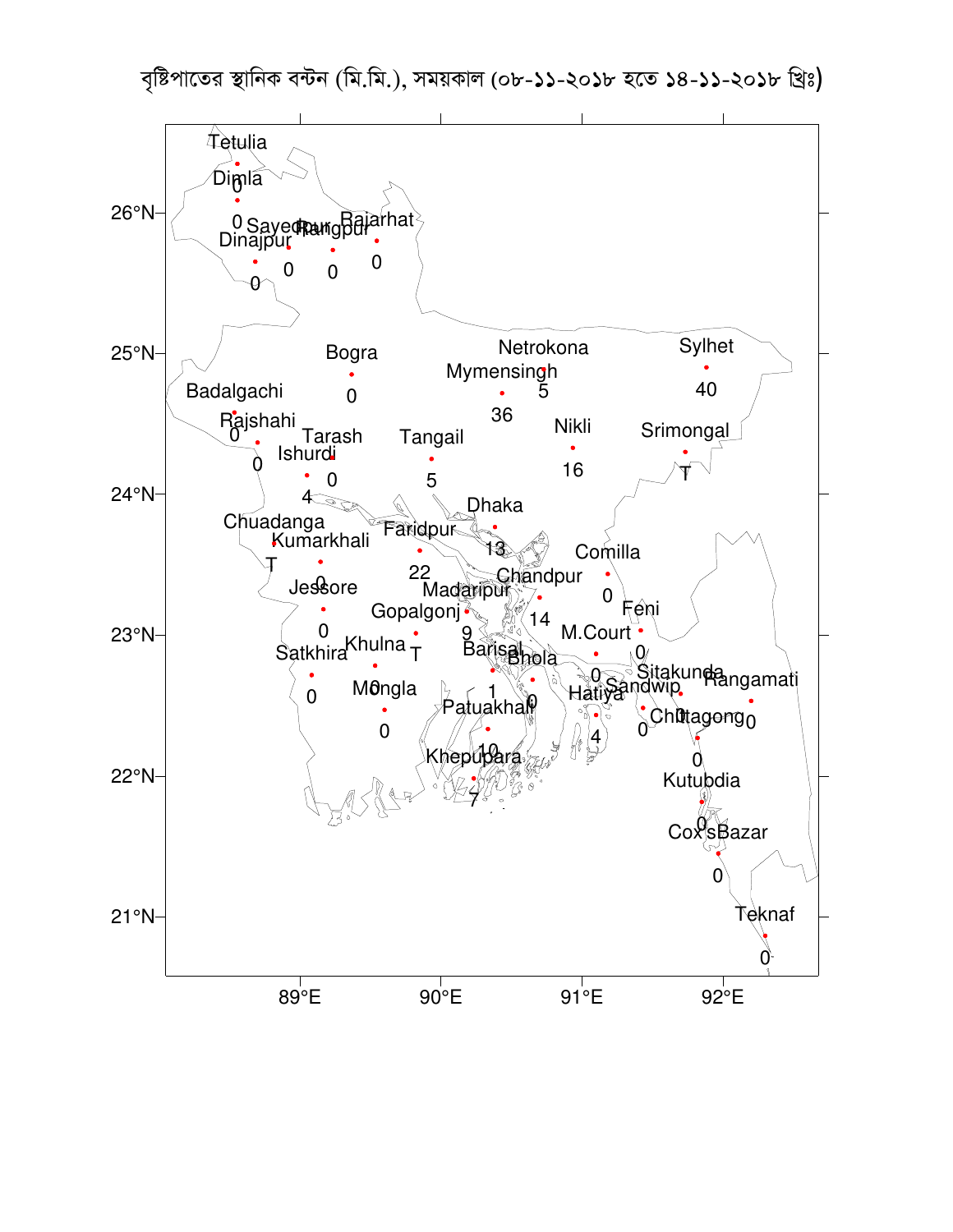বৃষ্টিপাতের স্থানিক বন্টন (মি.মি.), সময়কাল (০৮-১১-২০১৮ হতে ১৪-১১-২০১৮ খ্রিঃ)

Tetulia
0
Dimla
0
Sayedpur
0
Rangpur
0
Rajarhat
0
Dinajpur
0
Bogra
0
Netrokona
5
Sylhet
40
Mymensingh
36
Badalgachi
0
Rajshahi
0
Tarash
0
Ishurdi
4
Tangail
5
Nikli
16
Srimongal
T
Dhaka
13
Chuadanga
T
Kumarkhali
0
Faridpur
22
Comilla
0
Chandpur
14
Madaripur
9
Jessore
0
Gopalgonj
T
Feni
0
M.Court
0
Satkhira
0
Khulna
0
Barisal
1
Bhola
0
Sitakunda
0
Sandwip
0
Rangamati
0
Hatiya
4
Mongla
0
Patuakhali
10
Chittagong
0
Khepupara
7
Kutubdia
0
CoxsBazar
0
Teknaf
0

26°N
25°N
24°N
23°N
22°N
21°N
89°E
90°E
91°E
92°E